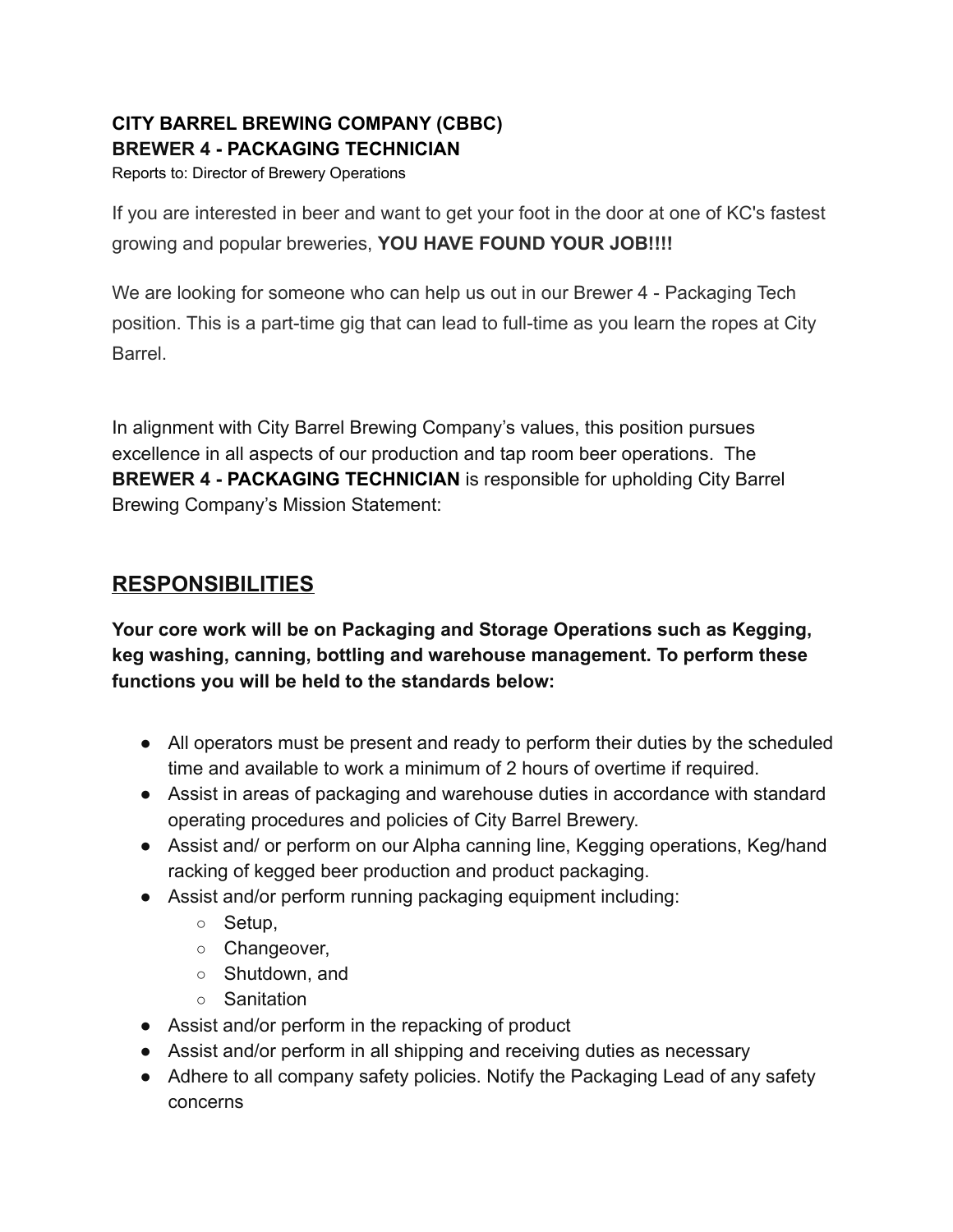**CITY BARREL BREWING COMPANY (CBBC)**
**BREWER 4 - PACKAGING TECHNICIAN**
Reports to: Director of Brewery Operations

If you are interested in beer and want to get your foot in the door at one of KC's fastest growing and popular breweries, **YOU HAVE FOUND YOUR JOB!!!!**

We are looking for someone who can help us out in our Brewer 4 - Packaging Tech position. This is a part-time gig that can lead to full-time as you learn the ropes at City Barrel.

In alignment with City Barrel Brewing Company's values, this position pursues excellence in all aspects of our production and tap room beer operations. The **BREWER 4 - PACKAGING TECHNICIAN** is responsible for upholding City Barrel Brewing Company's Mission Statement:

## RESPONSIBILITIES

**Your core work will be on Packaging and Storage Operations such as Kegging, keg washing, canning, bottling and warehouse management. To perform these functions you will be held to the standards below:**

- All operators must be present and ready to perform their duties by the scheduled time and available to work a minimum of 2 hours of overtime if required.
- Assist in areas of packaging and warehouse duties in accordance with standard operating procedures and policies of City Barrel Brewery.
- Assist and/ or perform on our Alpha canning line, Kegging operations, Keg/hand racking of kegged beer production and product packaging.
- Assist and/or perform running packaging equipment including:
    - Setup,
    - Changeover,
    - Shutdown, and
    - Sanitation
- Assist and/or perform in the repacking of product
- Assist and/or perform in all shipping and receiving duties as necessary
- Adhere to all company safety policies. Notify the Packaging Lead of any safety concerns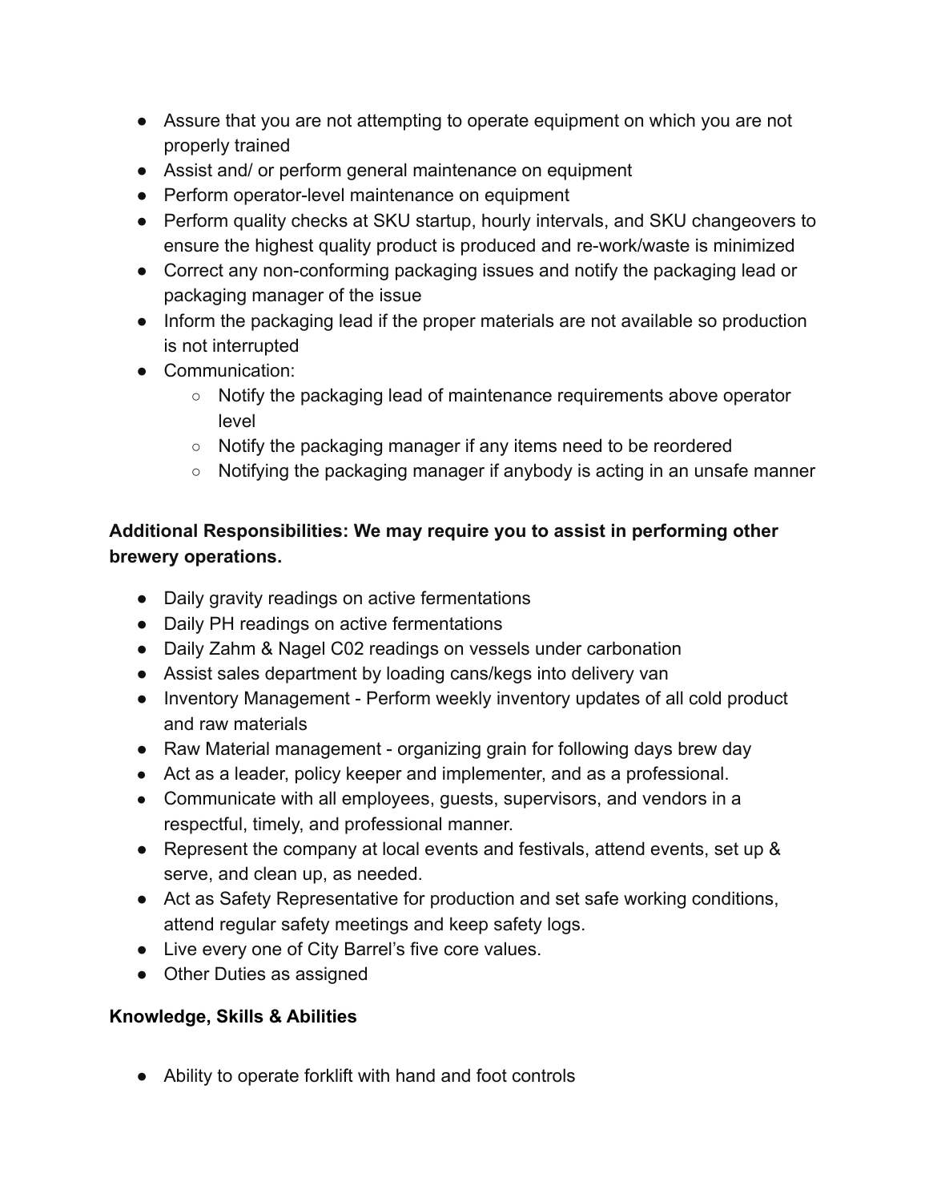- Assure that you are not attempting to operate equipment on which you are not properly trained
- Assist and/ or perform general maintenance on equipment
- Perform operator-level maintenance on equipment
- Perform quality checks at SKU startup, hourly intervals, and SKU changeovers to ensure the highest quality product is produced and re-work/waste is minimized
- Correct any non-conforming packaging issues and notify the packaging lead or packaging manager of the issue
- Inform the packaging lead if the proper materials are not available so production is not interrupted
- Communication:
    - Notify the packaging lead of maintenance requirements above operator level
    - Notify the packaging manager if any items need to be reordered
    - Notifying the packaging manager if anybody is acting in an unsafe manner

**Additional Responsibilities: We may require you to assist in performing other brewery operations.**

- Daily gravity readings on active fermentations
- Daily PH readings on active fermentations
- Daily Zahm & Nagel C02 readings on vessels under carbonation
- Assist sales department by loading cans/kegs into delivery van
- Inventory Management - Perform weekly inventory updates of all cold product and raw materials
- Raw Material management - organizing grain for following days brew day
- Act as a leader, policy keeper and implementer, and as a professional.
- Communicate with all employees, guests, supervisors, and vendors in a respectful, timely, and professional manner.
- Represent the company at local events and festivals, attend events, set up & serve, and clean up, as needed.
- Act as Safety Representative for production and set safe working conditions, attend regular safety meetings and keep safety logs.
- Live every one of City Barrel's five core values.
- Other Duties as assigned

**Knowledge, Skills & Abilities**

- Ability to operate forklift with hand and foot controls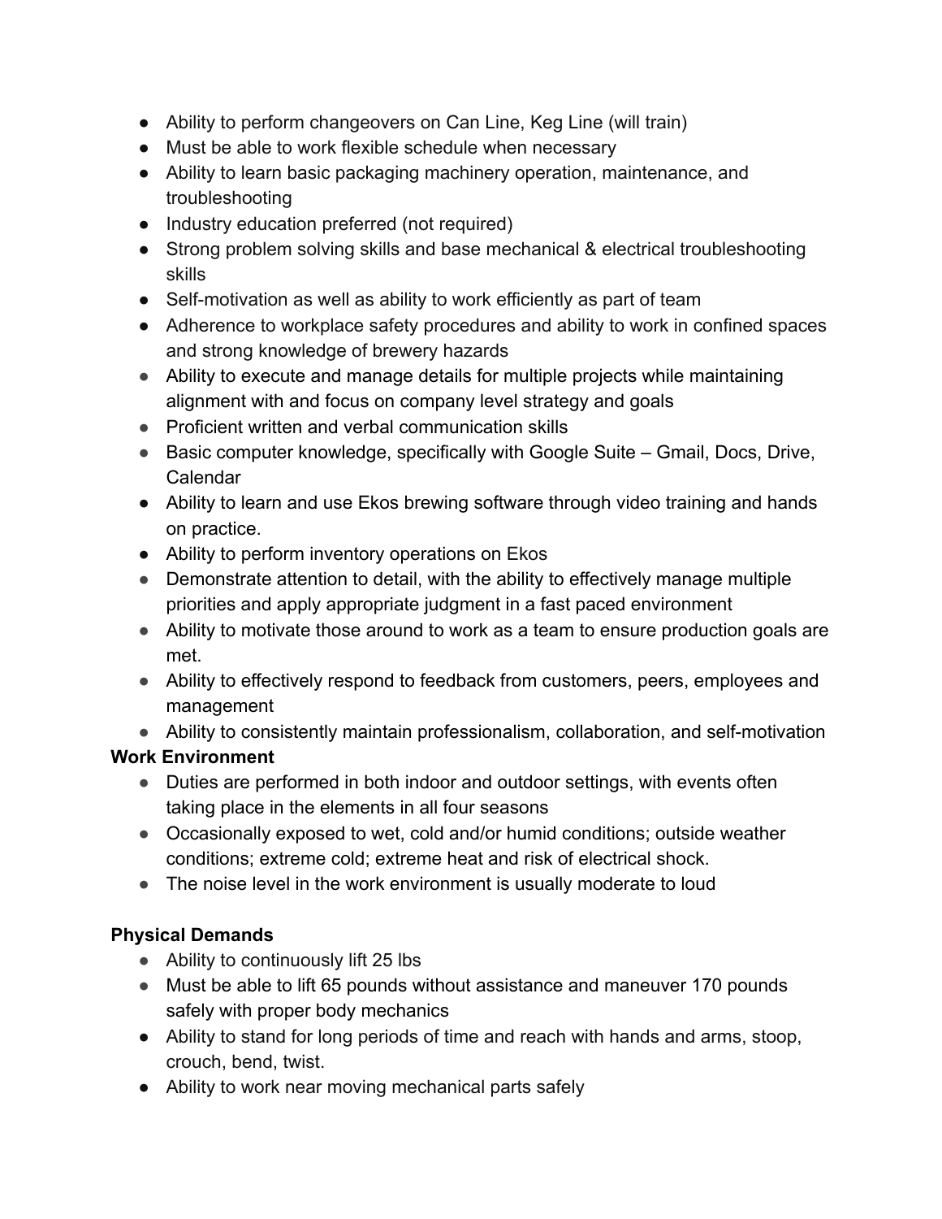- Ability to perform changeovers on Can Line, Keg Line (will train)
- Must be able to work flexible schedule when necessary
- Ability to learn basic packaging machinery operation, maintenance, and troubleshooting
- Industry education preferred (not required)
- Strong problem solving skills and base mechanical & electrical troubleshooting skills
- Self-motivation as well as ability to work efficiently as part of team
- Adherence to workplace safety procedures and ability to work in confined spaces and strong knowledge of brewery hazards
- Ability to execute and manage details for multiple projects while maintaining alignment with and focus on company level strategy and goals
- Proficient written and verbal communication skills
- Basic computer knowledge, specifically with Google Suite – Gmail, Docs, Drive, Calendar
- Ability to learn and use Ekos brewing software through video training and hands on practice.
- Ability to perform inventory operations on Ekos
- Demonstrate attention to detail, with the ability to effectively manage multiple priorities and apply appropriate judgment in a fast paced environment
- Ability to motivate those around to work as a team to ensure production goals are met.
- Ability to effectively respond to feedback from customers, peers, employees and management
- Ability to consistently maintain professionalism, collaboration, and self-motivation

**Work Environment**

- Duties are performed in both indoor and outdoor settings, with events often taking place in the elements in all four seasons
- Occasionally exposed to wet, cold and/or humid conditions; outside weather conditions; extreme cold; extreme heat and risk of electrical shock.
- The noise level in the work environment is usually moderate to loud

**Physical Demands**

- Ability to continuously lift 25 lbs
- Must be able to lift 65 pounds without assistance and maneuver 170 pounds safely with proper body mechanics
- Ability to stand for long periods of time and reach with hands and arms, stoop, crouch, bend, twist.
- Ability to work near moving mechanical parts safely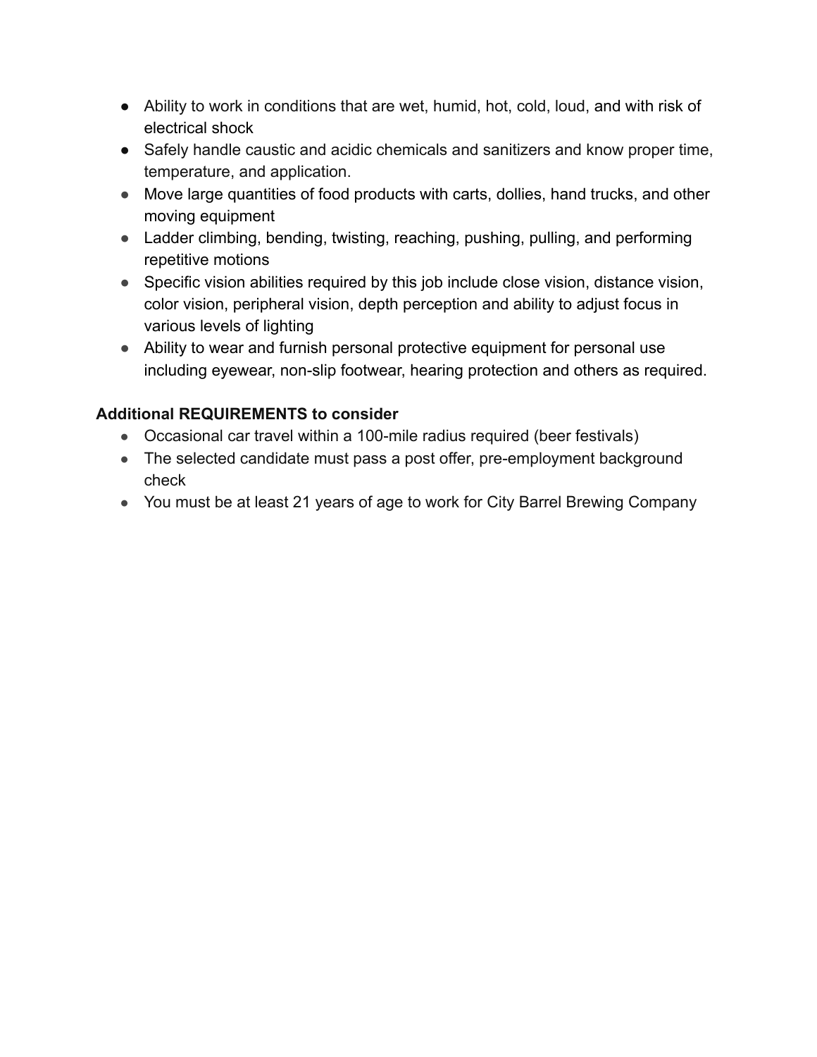- Ability to work in conditions that are wet, humid, hot, cold, loud, and with risk of electrical shock
- Safely handle caustic and acidic chemicals and sanitizers and know proper time, temperature, and application.
- Move large quantities of food products with carts, dollies, hand trucks, and other moving equipment
- Ladder climbing, bending, twisting, reaching, pushing, pulling, and performing repetitive motions
- Specific vision abilities required by this job include close vision, distance vision, color vision, peripheral vision, depth perception and ability to adjust focus in various levels of lighting
- Ability to wear and furnish personal protective equipment for personal use including eyewear, non-slip footwear, hearing protection and others as required.

**Additional REQUIREMENTS to consider**

- Occasional car travel within a 100-mile radius required (beer festivals)
- The selected candidate must pass a post offer, pre-employment background check
- You must be at least 21 years of age to work for City Barrel Brewing Company